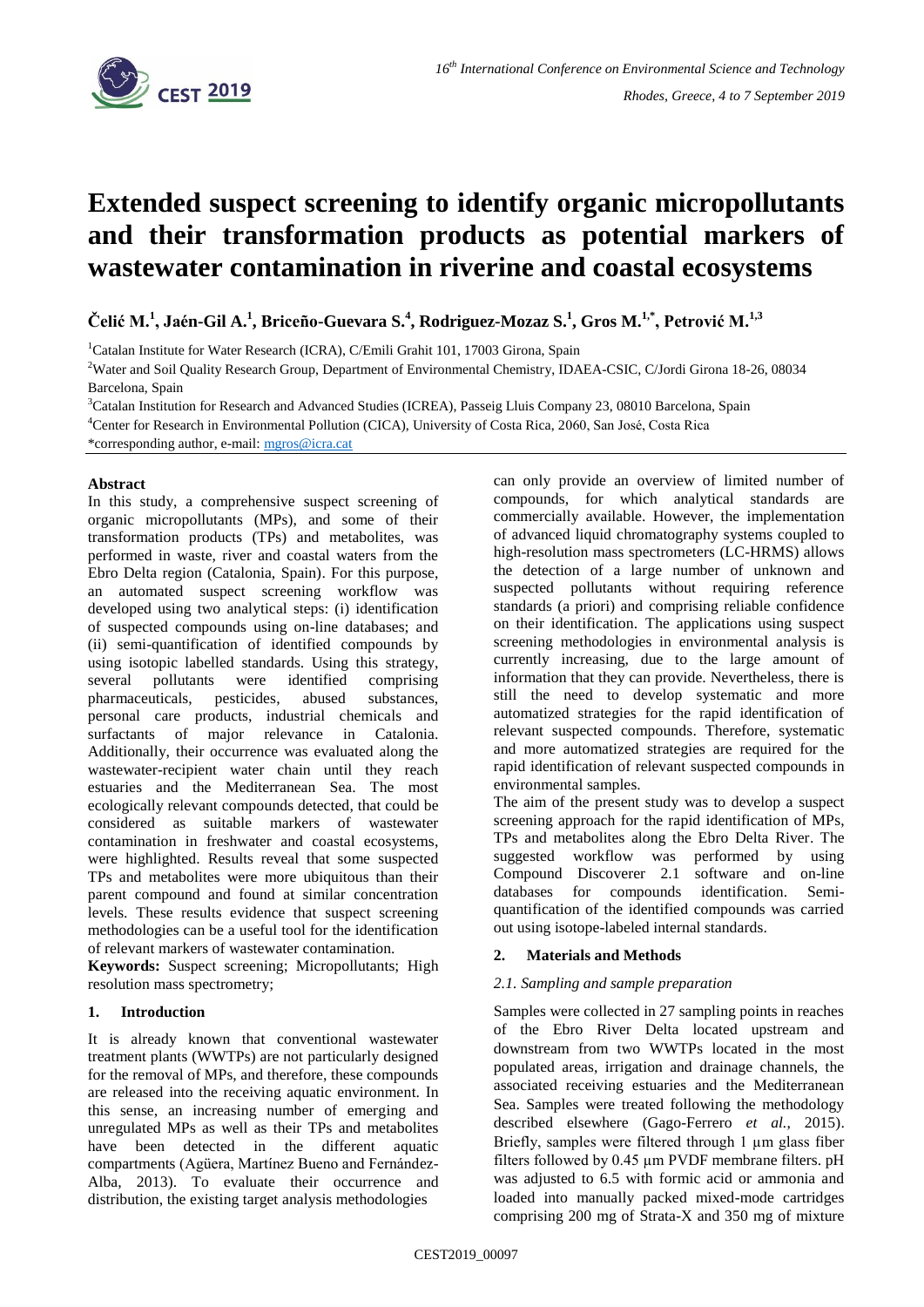# Extended suspect screening to identify organic micropollutants and their transformation products as potential markers of wastewater contamination in riverine and coastal ecosystems

**Čelić M.[1], Jaén-Gil A.[1], Briceño-Guevara S.[4], Rodriguez-Mozaz S.[1], Gros M.[1,*], Petrović M.[1,3]**

[1]Catalan Institute for Water Research (ICRA), C/Emili Grahit 101, 17003 Girona, Spain

[2]Water and Soil Quality Research Group, Department of Environmental Chemistry, IDAEA-CSIC, C/Jordi Girona 18-26, 08034 Barcelona, Spain

[3]Catalan Institution for Research and Advanced Studies (ICREA), Passeig Lluis Company 23, 08010 Barcelona, Spain

[4]Center for Research in Environmental Pollution (CICA), University of Costa Rica, 2060, San José, Costa Rica

*corresponding author, e-mail: mgros@icra.cat

## Abstract

In this study, a comprehensive suspect screening of organic micropollutants (MPs), and some of their transformation products (TPs) and metabolites, was performed in waste, river and coastal waters from the Ebro Delta region (Catalonia, Spain). For this purpose, an automated suspect screening workflow was developed using two analytical steps: (i) identification of suspected compounds using on-line databases; and (ii) semi-quantification of identified compounds by using isotopic labelled standards. Using this strategy, several pollutants were identified comprising pharmaceuticals, pesticides, abused substances, personal care products, industrial chemicals and surfactants of major relevance in Catalonia. Additionally, their occurrence was evaluated along the wastewater-recipient water chain until they reach estuaries and the Mediterranean Sea. The most ecologically relevant compounds detected, that could be considered as suitable markers of wastewater contamination in freshwater and coastal ecosystems, were highlighted. Results reveal that some suspected TPs and metabolites were more ubiquitous than their parent compound and found at similar concentration levels. These results evidence that suspect screening methodologies can be a useful tool for the identification of relevant markers of wastewater contamination.

**Keywords:** Suspect screening; Micropollutants; High resolution mass spectrometry;

## 1. Introduction

It is already known that conventional wastewater treatment plants (WWTPs) are not particularly designed for the removal of MPs, and therefore, these compounds are released into the receiving aquatic environment. In this sense, an increasing number of emerging and unregulated MPs as well as their TPs and metabolites have been detected in the different aquatic compartments (Agüera, Martínez Bueno and Fernández-Alba, 2013). To evaluate their occurrence and distribution, the existing target analysis methodologies can only provide an overview of limited number of compounds, for which analytical standards are commercially available. However, the implementation of advanced liquid chromatography systems coupled to high-resolution mass spectrometers (LC-HRMS) allows the detection of a large number of unknown and suspected pollutants without requiring reference standards (a priori) and comprising reliable confidence on their identification. The applications using suspect screening methodologies in environmental analysis is currently increasing, due to the large amount of information that they can provide. Nevertheless, there is still the need to develop systematic and more automatized strategies for the rapid identification of relevant suspected compounds. Therefore, systematic and more automatized strategies are required for the rapid identification of relevant suspected compounds in environmental samples.

The aim of the present study was to develop a suspect screening approach for the rapid identification of MPs, TPs and metabolites along the Ebro Delta River. The suggested workflow was performed by using Compound Discoverer 2.1 software and on-line databases for compounds identification. Semi-quantification of the identified compounds was carried out using isotope-labeled internal standards.

## 2. Materials and Methods

### *2.1. Sampling and sample preparation*

Samples were collected in 27 sampling points in reaches of the Ebro River Delta located upstream and downstream from two WWTPs located in the most populated areas, irrigation and drainage channels, the associated receiving estuaries and the Mediterranean Sea. Samples were treated following the methodology described elsewhere (Gago-Ferrero *et al.*, 2015). Briefly, samples were filtered through 1 µm glass fiber filters followed by 0.45 µm PVDF membrane filters. pH was adjusted to 6.5 with formic acid or ammonia and loaded into manually packed mixed-mode cartridges comprising 200 mg of Strata-X and 350 mg of mixture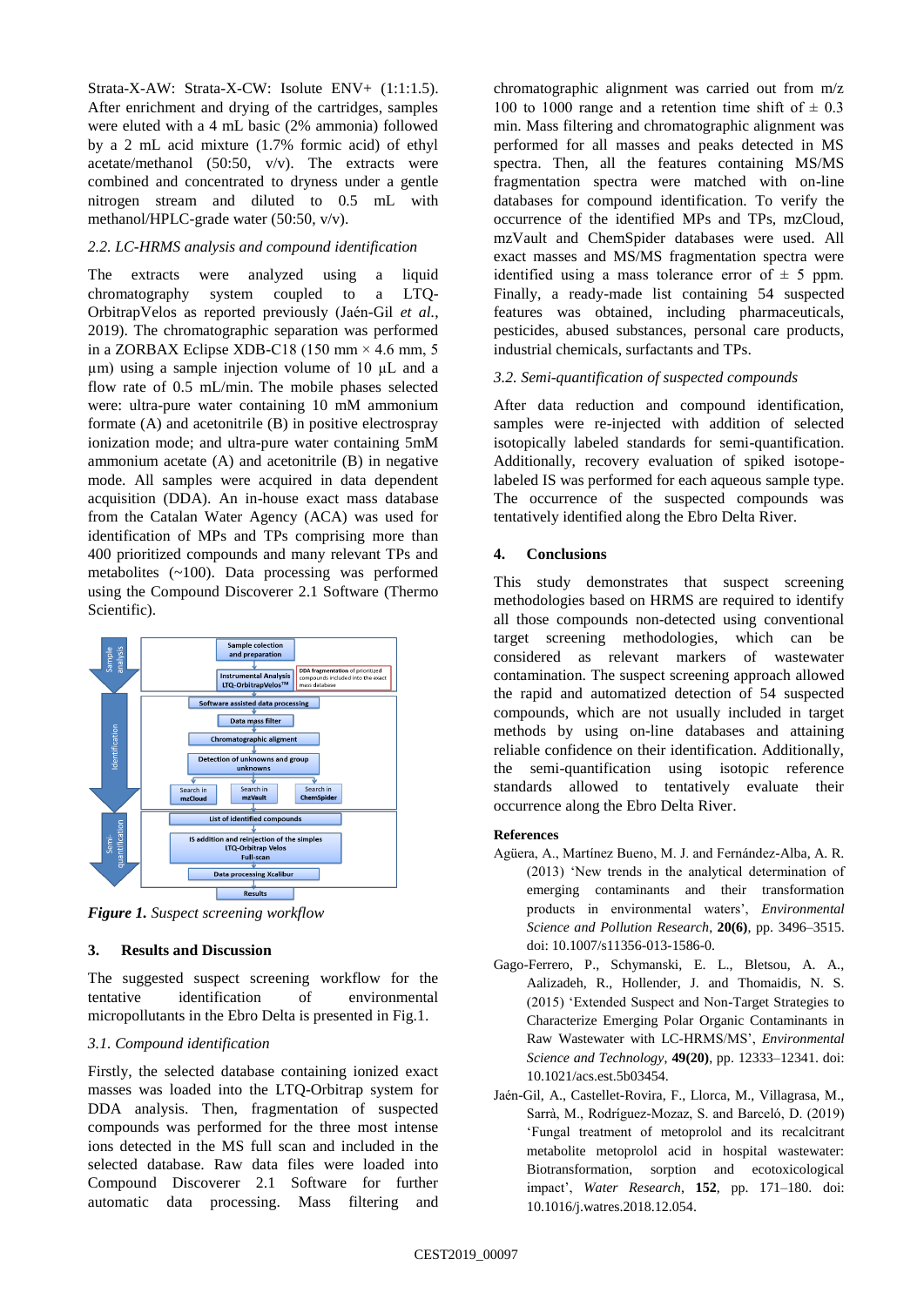Strata-X-AW: Strata-X-CW: Isolute ENV+ (1:1:1.5). After enrichment and drying of the cartridges, samples were eluted with a 4 mL basic (2% ammonia) followed by a 2 mL acid mixture (1.7% formic acid) of ethyl acetate/methanol (50:50, v/v). The extracts were combined and concentrated to dryness under a gentle nitrogen stream and diluted to 0.5 mL with methanol/HPLC-grade water (50:50, v/v).

### 2.2. LC-HRMS analysis and compound identification

The extracts were analyzed using a liquid chromatography system coupled to a LTQ-OrbitrapVelos as reported previously (Jaén-Gil *et al.*, 2019). The chromatographic separation was performed in a ZORBAX Eclipse XDB-C18 (150 mm × 4.6 mm, 5 µm) using a sample injection volume of 10 µL and a flow rate of 0.5 mL/min. The mobile phases selected were: ultra-pure water containing 10 mM ammonium formate (A) and acetonitrile (B) in positive electrospray ionization mode; and ultra-pure water containing 5mM ammonium acetate (A) and acetonitrile (B) in negative mode. All samples were acquired in data dependent acquisition (DDA). An in-house exact mass database from the Catalan Water Agency (ACA) was used for identification of MPs and TPs comprising more than 400 prioritized compounds and many relevant TPs and metabolites (~100). Data processing was performed using the Compound Discoverer 2.1 Software (Thermo Scientific).

Sample analysis
Sample colection and preparation
Instrumental Analysis LTQ-OrbitrapVelos™
DDA fragmentation of prioritized compounds included into the exact mass database
Identification
Software assisted data processing
Data mass filter
Chromatographic aligment
Detection of unknowns and group unknowns
Search in mzCloud
Search in mzVault
Search in ChemSpider
Semi-quantification
List of identified compounds
IS addition and reinjection of the simples LTQ-Orbitrap Velos Full-scan
Data processing Xcalibur
Results

***Figure 1.*** *Suspect screening workflow*

## 3. Results and Discussion

The suggested suspect screening workflow for the tentative identification of environmental micropollutants in the Ebro Delta is presented in Fig.1.

### 3.1. Compound identification

Firstly, the selected database containing ionized exact masses was loaded into the LTQ-Orbitrap system for DDA analysis. Then, fragmentation of suspected compounds was performed for the three most intense ions detected in the MS full scan and included in the selected database. Raw data files were loaded into Compound Discoverer 2.1 Software for further automatic data processing. Mass filtering and chromatographic alignment was carried out from m/z 100 to 1000 range and a retention time shift of ± 0.3 min. Mass filtering and chromatographic alignment was performed for all masses and peaks detected in MS spectra. Then, all the features containing MS/MS fragmentation spectra were matched with on-line databases for compound identification. To verify the occurrence of the identified MPs and TPs, mzCloud, mzVault and ChemSpider databases were used. All exact masses and MS/MS fragmentation spectra were identified using a mass tolerance error of ± 5 ppm. Finally, a ready-made list containing 54 suspected features was obtained, including pharmaceuticals, pesticides, abused substances, personal care products, industrial chemicals, surfactants and TPs.

### 3.2. Semi-quantification of suspected compounds

After data reduction and compound identification, samples were re-injected with addition of selected isotopically labeled standards for semi-quantification. Additionally, recovery evaluation of spiked isotope-labeled IS was performed for each aqueous sample type. The occurrence of the suspected compounds was tentatively identified along the Ebro Delta River.

## 4. Conclusions

This study demonstrates that suspect screening methodologies based on HRMS are required to identify all those compounds non-detected using conventional target screening methodologies, which can be considered as relevant markers of wastewater contamination. The suspect screening approach allowed the rapid and automatized detection of 54 suspected compounds, which are not usually included in target methods by using on-line databases and attaining reliable confidence on their identification. Additionally, the semi-quantification using isotopic reference standards allowed to tentatively evaluate their occurrence along the Ebro Delta River.

## References

Agüera, A., Martínez Bueno, M. J. and Fernández-Alba, A. R. (2013) 'New trends in the analytical determination of emerging contaminants and their transformation products in environmental waters', *Environmental Science and Pollution Research*, **20(6)**, pp. 3496–3515. doi: 10.1007/s11356-013-1586-0.

Gago-Ferrero, P., Schymanski, E. L., Bletsou, A. A., Aalizadeh, R., Hollender, J. and Thomaidis, N. S. (2015) 'Extended Suspect and Non-Target Strategies to Characterize Emerging Polar Organic Contaminants in Raw Wastewater with LC-HRMS/MS', *Environmental Science and Technology*, **49(20)**, pp. 12333–12341. doi: 10.1021/acs.est.5b03454.

Jaén-Gil, A., Castellet-Rovira, F., Llorca, M., Villagrasa, M., Sarrà, M., Rodríguez-Mozaz, S. and Barceló, D. (2019) 'Fungal treatment of metoprolol and its recalcitrant metabolite metoprolol acid in hospital wastewater: Biotransformation, sorption and ecotoxicological impact', *Water Research*, **152**, pp. 171–180. doi: 10.1016/j.watres.2018.12.054.